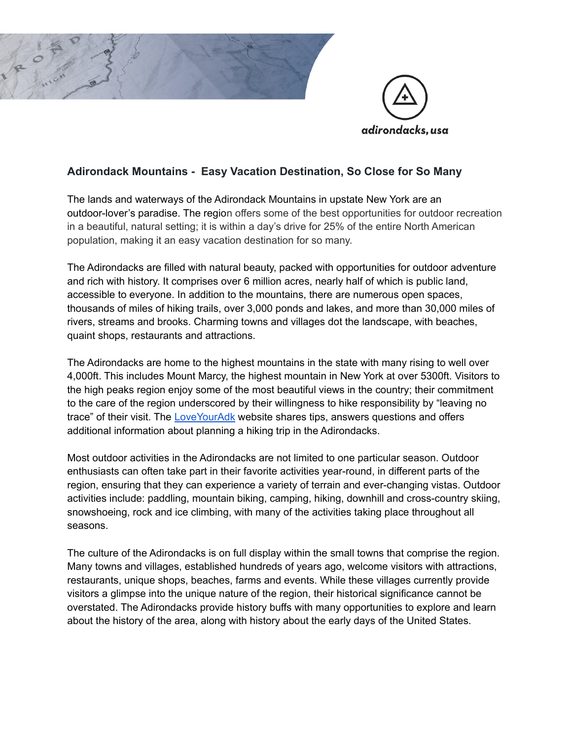adirondacks, usa

## Adirondack Mountains - Easy Vacation Destination, So Close for So Many

The lands and waterways of the Adirondack Mountains in upstate New York are an outdoor-lover's paradise. The region offers some of the best opportunities for outdoor recreation in a beautiful, natural setting; it is within a day's drive for 25% of the entire North American population, making it an easy vacation destination for so many.

The Adirondacks are filled with natural beauty, packed with opportunities for outdoor adventure and rich with history. It comprises over 6 million acres, nearly half of which is public land, accessible to everyone. In addition to the mountains, there are numerous open spaces, thousands of miles of hiking trails, over 3,000 ponds and lakes, and more than 30,000 miles of rivers, streams and brooks. Charming towns and villages dot the landscape, with beaches, quaint shops, restaurants and attractions.

The Adirondacks are home to the highest mountains in the state with many rising to well over 4,000ft. This includes Mount Marcy, the highest mountain in New York at over 5300ft. Visitors to the high peaks region enjoy some of the most beautiful views in the country; their commitment to the care of the region underscored by their willingness to hike responsibility by "leaving no trace" of their visit. The LoveYourAdk website shares tips, answers questions and offers additional information about planning a hiking trip in the Adirondacks.

Most outdoor activities in the Adirondacks are not limited to one particular season. Outdoor enthusiasts can often take part in their favorite activities year-round, in different parts of the region, ensuring that they can experience a variety of terrain and ever-changing vistas. Outdoor activities include: paddling, mountain biking, camping, hiking, downhill and cross-country skiing, snowshoeing, rock and ice climbing, with many of the activities taking place throughout all seasons.

The culture of the Adirondacks is on full display within the small towns that comprise the region. Many towns and villages, established hundreds of years ago, welcome visitors with attractions, restaurants, unique shops, beaches, farms and events. While these villages currently provide visitors a glimpse into the unique nature of the region, their historical significance cannot be overstated. The Adirondacks provide history buffs with many opportunities to explore and learn about the history of the area, along with history about the early days of the United States.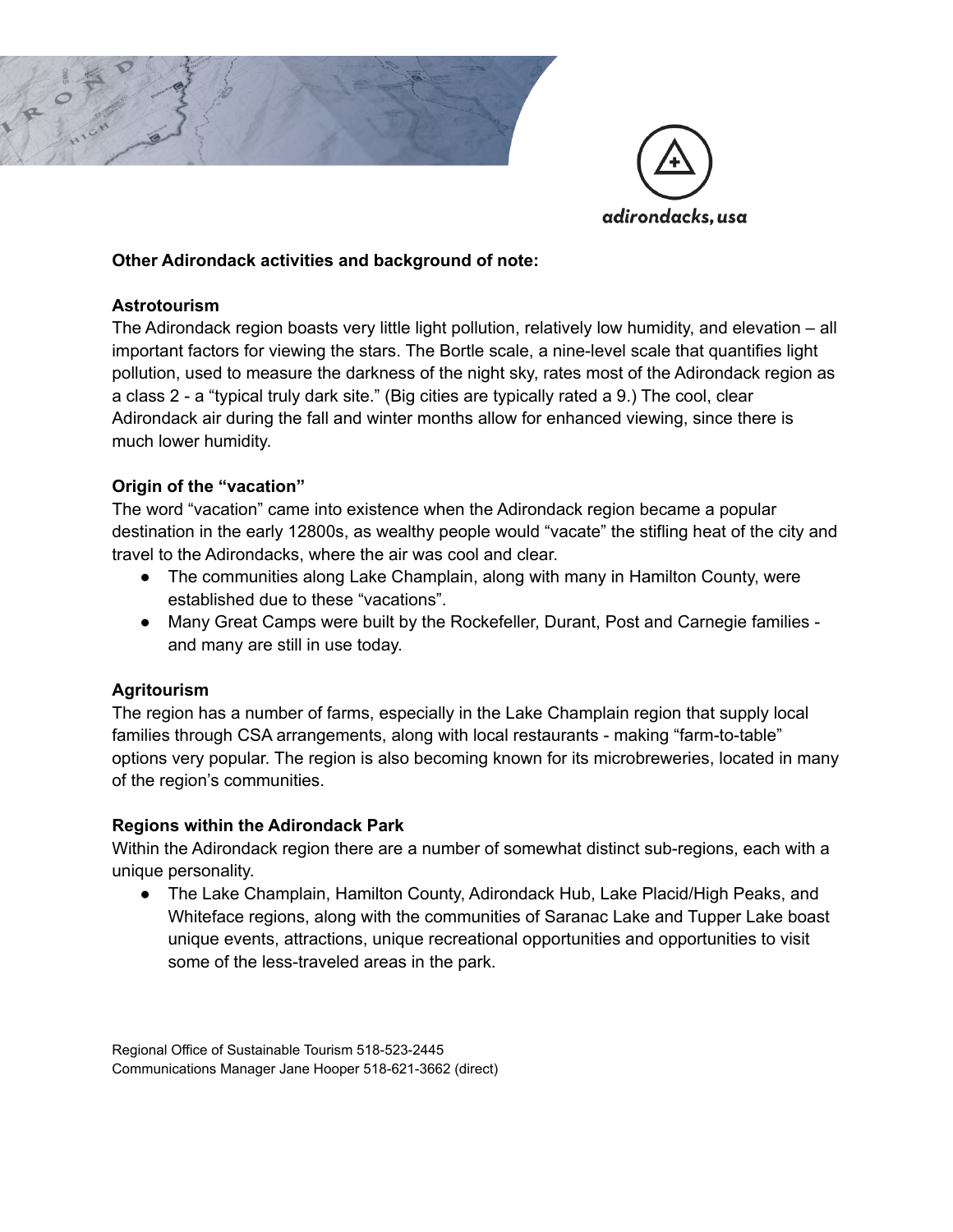**Other Adirondack activities and background of note:**

**Astrotourism**

The Adirondack region boasts very little light pollution, relatively low humidity, and elevation – all important factors for viewing the stars. The Bortle scale, a nine-level scale that quantifies light pollution, used to measure the darkness of the night sky, rates most of the Adirondack region as a class 2 - a "typical truly dark site." (Big cities are typically rated a 9.) The cool, clear Adirondack air during the fall and winter months allow for enhanced viewing, since there is much lower humidity.

**Origin of the "vacation"**

The word "vacation" came into existence when the Adirondack region became a popular destination in the early 12800s, as wealthy people would "vacate" the stifling heat of the city and travel to the Adirondacks, where the air was cool and clear.

- The communities along Lake Champlain, along with many in Hamilton County, were established due to these "vacations".
- Many Great Camps were built by the Rockefeller, Durant, Post and Carnegie families - and many are still in use today.

**Agritourism**

The region has a number of farms, especially in the Lake Champlain region that supply local families through CSA arrangements, along with local restaurants - making "farm-to-table" options very popular. The region is also becoming known for its microbreweries, located in many of the region's communities.

**Regions within the Adirondack Park**

Within the Adirondack region there are a number of somewhat distinct sub-regions, each with a unique personality.

- The Lake Champlain, Hamilton County, Adirondack Hub, Lake Placid/High Peaks, and Whiteface regions, along with the communities of Saranac Lake and Tupper Lake boast unique events, attractions, unique recreational opportunities and opportunities to visit some of the less-traveled areas in the park.

Regional Office of Sustainable Tourism 518-523-2445
Communications Manager Jane Hooper 518-621-3662 (direct)